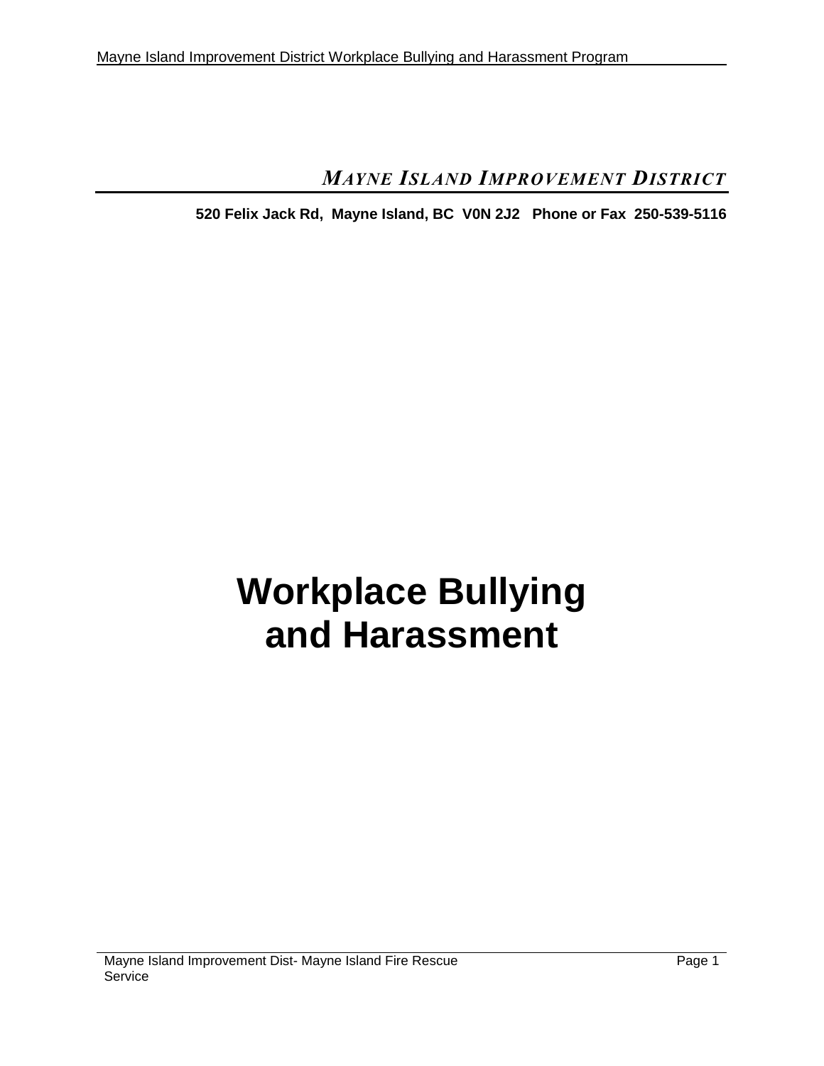***MAYNE ISLAND IMPROVEMENT DISTRICT***

**520 Felix Jack Rd, Mayne Island, BC V0N 2J2 Phone or Fax 250-539-5116**

# Workplace Bullying and Harassment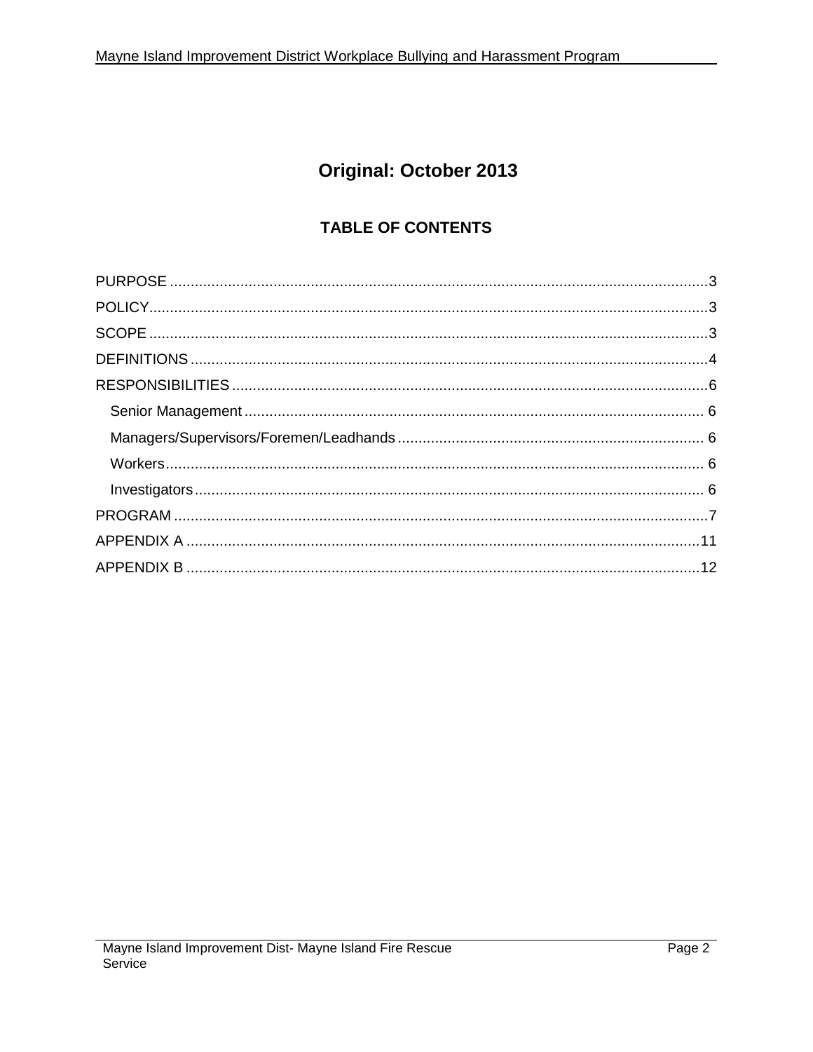**Original: October 2013**

**TABLE OF CONTENTS**

PURPOSE ....................................................................................................................3
POLICY.......................................................................................................................3
SCOPE .......................................................................................................................3
DEFINITIONS .............................................................................................................4
RESPONSIBILITIES ...................................................................................................6
    Senior Management ............................................................................................... 6
    Managers/Supervisors/Foremen/Leadhands ........................................................... 6
    Workers.................................................................................................................. 6
    Investigators ........................................................................................................... 6
PROGRAM .................................................................................................................7
APPENDIX A ............................................................................................................11
APPENDIX B ............................................................................................................12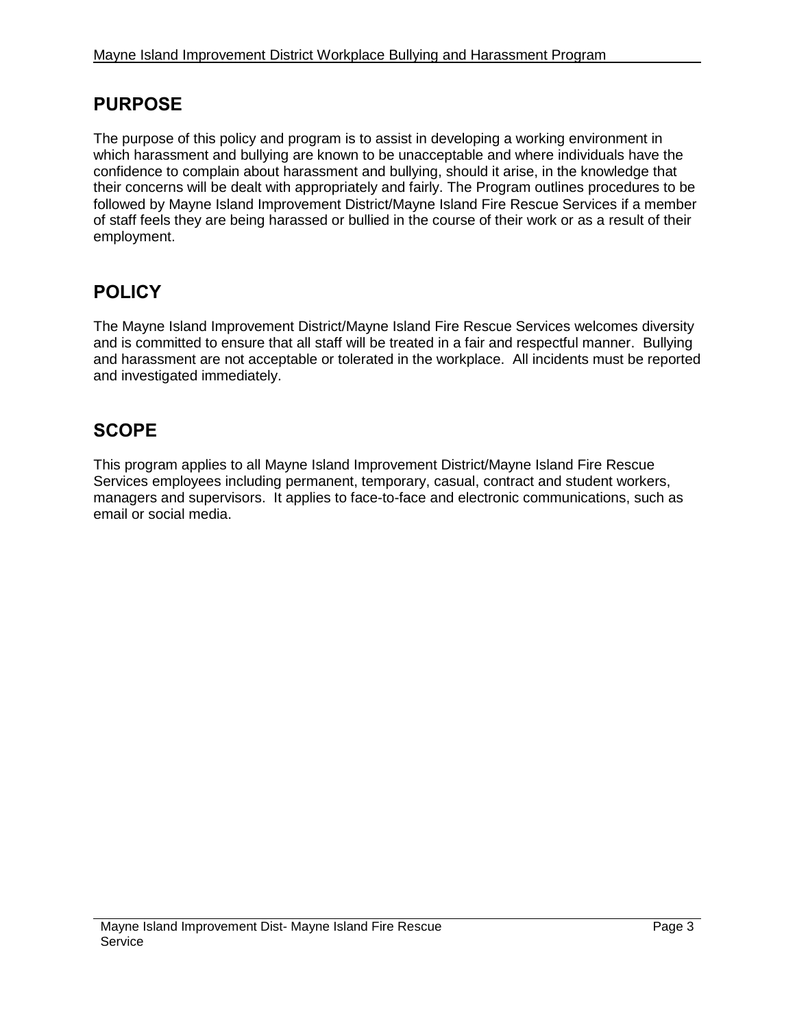## PURPOSE

The purpose of this policy and program is to assist in developing a working environment in which harassment and bullying are known to be unacceptable and where individuals have the confidence to complain about harassment and bullying, should it arise, in the knowledge that their concerns will be dealt with appropriately and fairly. The Program outlines procedures to be followed by Mayne Island Improvement District/Mayne Island Fire Rescue Services if a member of staff feels they are being harassed or bullied in the course of their work or as a result of their employment.

## POLICY

The Mayne Island Improvement District/Mayne Island Fire Rescue Services welcomes diversity and is committed to ensure that all staff will be treated in a fair and respectful manner. Bullying and harassment are not acceptable or tolerated in the workplace. All incidents must be reported and investigated immediately.

## SCOPE

This program applies to all Mayne Island Improvement District/Mayne Island Fire Rescue Services employees including permanent, temporary, casual, contract and student workers, managers and supervisors. It applies to face-to-face and electronic communications, such as email or social media.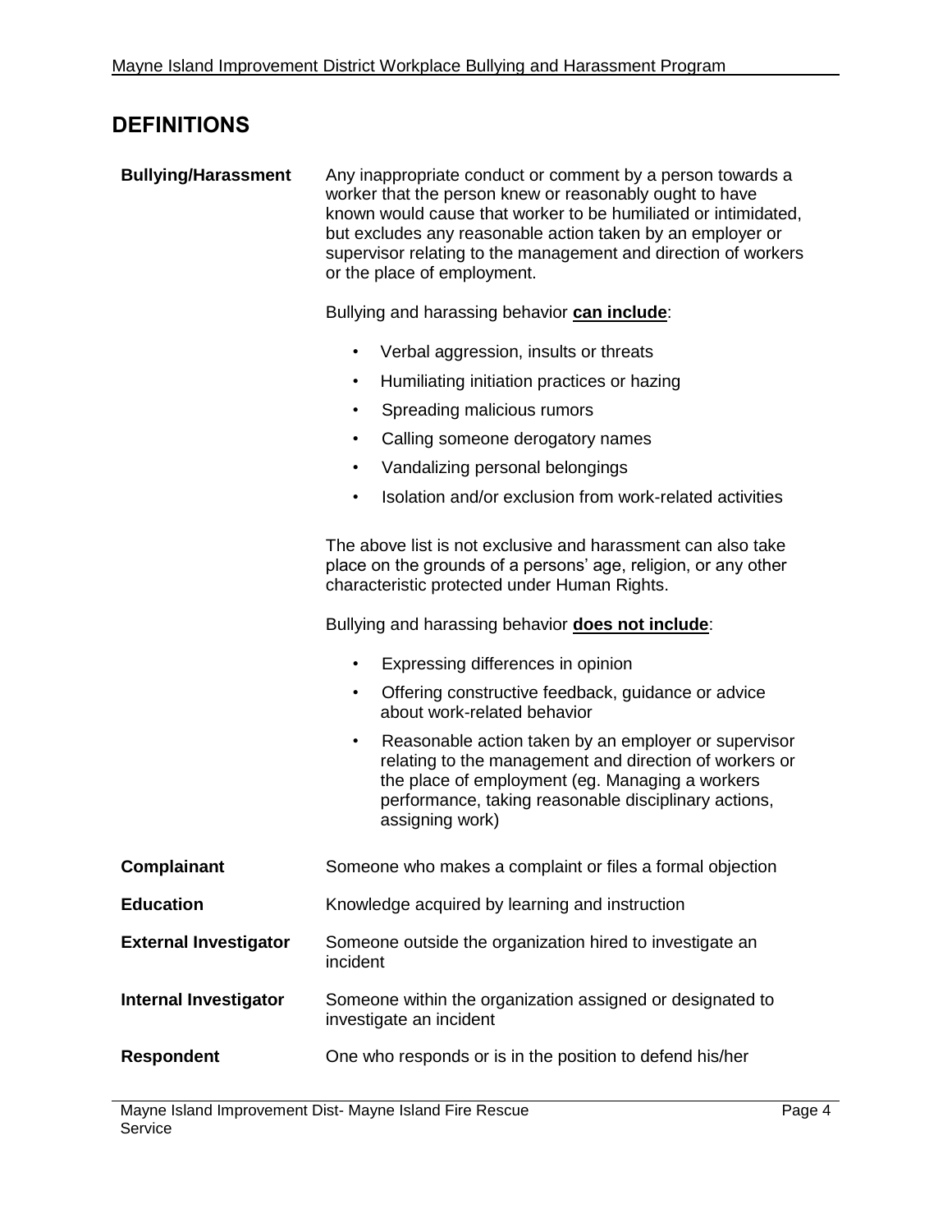## DEFINITIONS

**Bullying/Harassment**

Any inappropriate conduct or comment by a person towards a worker that the person knew or reasonably ought to have known would cause that worker to be humiliated or intimidated, but excludes any reasonable action taken by an employer or supervisor relating to the management and direction of workers or the place of employment.

Bullying and harassing behavior **can include**:

- Verbal aggression, insults or threats
- Humiliating initiation practices or hazing
- Spreading malicious rumors
- Calling someone derogatory names
- Vandalizing personal belongings
- Isolation and/or exclusion from work-related activities

The above list is not exclusive and harassment can also take place on the grounds of a persons' age, religion, or any other characteristic protected under Human Rights.

Bullying and harassing behavior **does not include**:

- Expressing differences in opinion
- Offering constructive feedback, guidance or advice about work-related behavior
- Reasonable action taken by an employer or supervisor relating to the management and direction of workers or the place of employment (eg. Managing a workers performance, taking reasonable disciplinary actions, assigning work)

**Complainant**

Someone who makes a complaint or files a formal objection

**Education**

Knowledge acquired by learning and instruction

**External Investigator**

Someone outside the organization hired to investigate an incident

**Internal Investigator**

Someone within the organization assigned or designated to investigate an incident

**Respondent**

One who responds or is in the position to defend his/her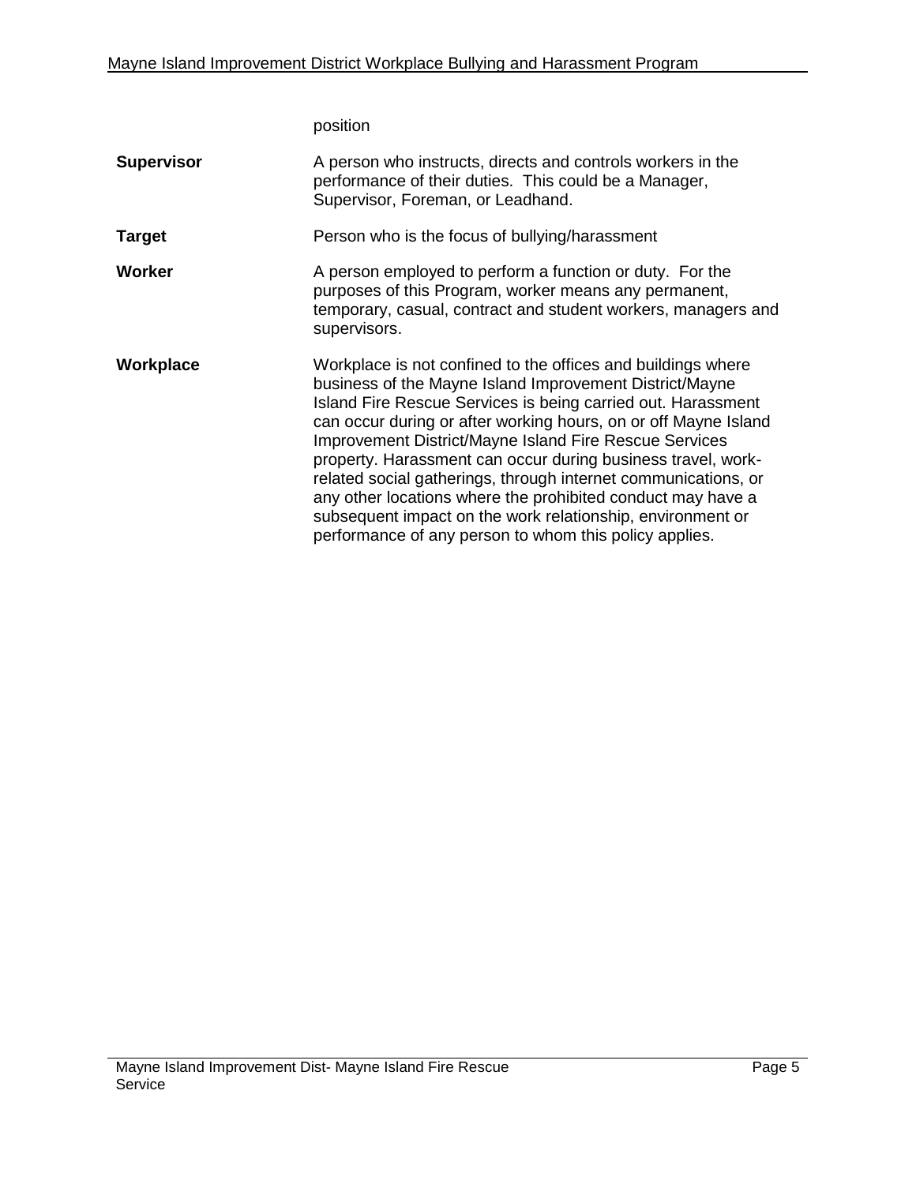| | |
|---|---|
| | position |
| **Supervisor** | A person who instructs, directs and controls workers in the performance of their duties. This could be a Manager, Supervisor, Foreman, or Leadhand. |
| **Target** | Person who is the focus of bullying/harassment |
| **Worker** | A person employed to perform a function or duty. For the purposes of this Program, worker means any permanent, temporary, casual, contract and student workers, managers and supervisors. |
| **Workplace** | Workplace is not confined to the offices and buildings where business of the Mayne Island Improvement District/Mayne Island Fire Rescue Services is being carried out. Harassment can occur during or after working hours, on or off Mayne Island Improvement District/Mayne Island Fire Rescue Services property. Harassment can occur during business travel, work-related social gatherings, through internet communications, or any other locations where the prohibited conduct may have a subsequent impact on the work relationship, environment or performance of any person to whom this policy applies. |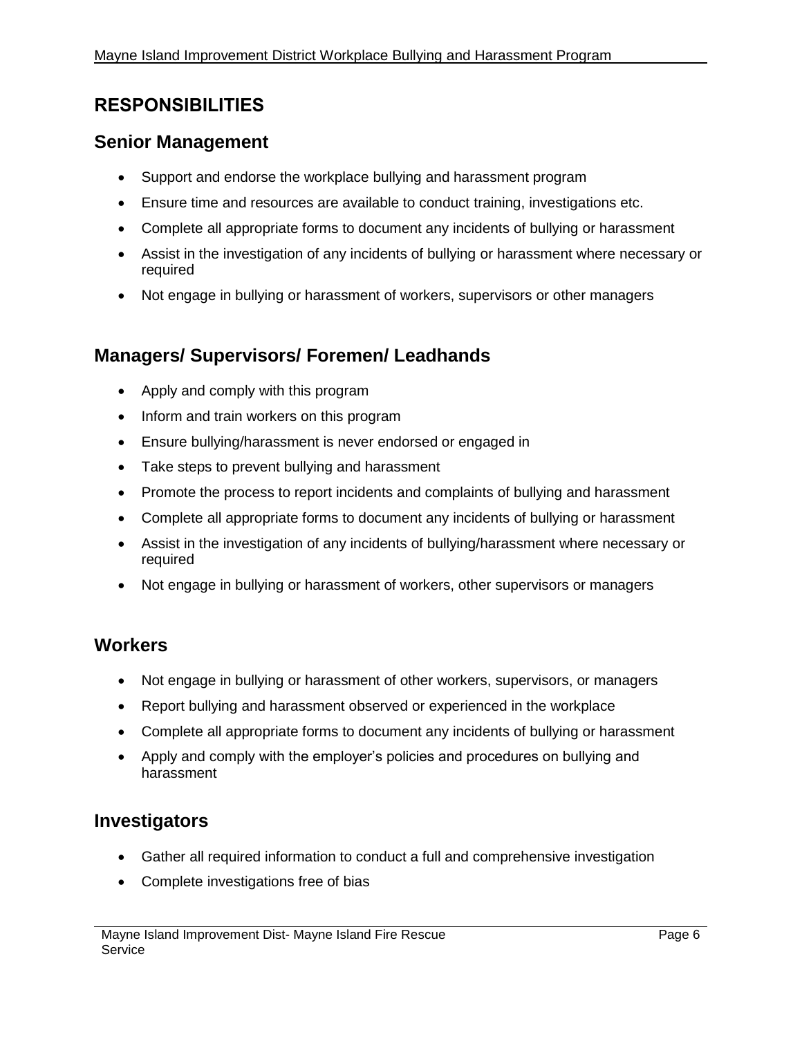# RESPONSIBILITIES

## Senior Management

- Support and endorse the workplace bullying and harassment program
- Ensure time and resources are available to conduct training, investigations etc.
- Complete all appropriate forms to document any incidents of bullying or harassment
- Assist in the investigation of any incidents of bullying or harassment where necessary or required
- Not engage in bullying or harassment of workers, supervisors or other managers

## Managers/ Supervisors/ Foremen/ Leadhands

- Apply and comply with this program
- Inform and train workers on this program
- Ensure bullying/harassment is never endorsed or engaged in
- Take steps to prevent bullying and harassment
- Promote the process to report incidents and complaints of bullying and harassment
- Complete all appropriate forms to document any incidents of bullying or harassment
- Assist in the investigation of any incidents of bullying/harassment where necessary or required
- Not engage in bullying or harassment of workers, other supervisors or managers

## Workers

- Not engage in bullying or harassment of other workers, supervisors, or managers
- Report bullying and harassment observed or experienced in the workplace
- Complete all appropriate forms to document any incidents of bullying or harassment
- Apply and comply with the employer's policies and procedures on bullying and harassment

## Investigators

- Gather all required information to conduct a full and comprehensive investigation
- Complete investigations free of bias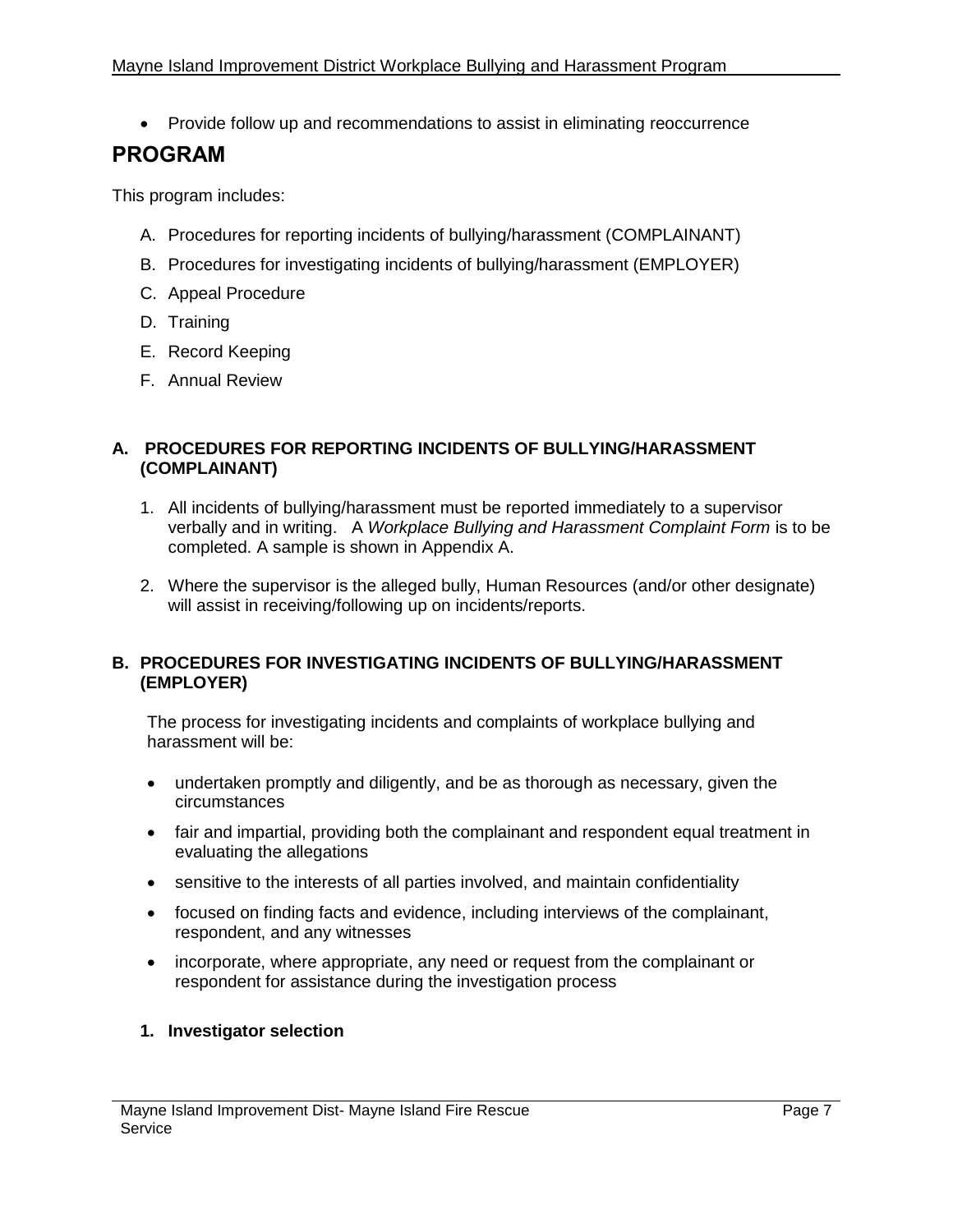- Provide follow up and recommendations to assist in eliminating reoccurrence

## PROGRAM

This program includes:

A. Procedures for reporting incidents of bullying/harassment (COMPLAINANT)
B. Procedures for investigating incidents of bullying/harassment (EMPLOYER)
C. Appeal Procedure
D. Training
E. Record Keeping
F. Annual Review

### A. PROCEDURES FOR REPORTING INCIDENTS OF BULLYING/HARASSMENT (COMPLAINANT)

1. All incidents of bullying/harassment must be reported immediately to a supervisor verbally and in writing. A *Workplace Bullying and Harassment Complaint Form* is to be completed. A sample is shown in Appendix A.
2. Where the supervisor is the alleged bully, Human Resources (and/or other designate) will assist in receiving/following up on incidents/reports.

### B. PROCEDURES FOR INVESTIGATING INCIDENTS OF BULLYING/HARASSMENT (EMPLOYER)

The process for investigating incidents and complaints of workplace bullying and harassment will be:

- undertaken promptly and diligently, and be as thorough as necessary, given the circumstances
- fair and impartial, providing both the complainant and respondent equal treatment in evaluating the allegations
- sensitive to the interests of all parties involved, and maintain confidentiality
- focused on finding facts and evidence, including interviews of the complainant, respondent, and any witnesses
- incorporate, where appropriate, any need or request from the complainant or respondent for assistance during the investigation process

#### 1. Investigator selection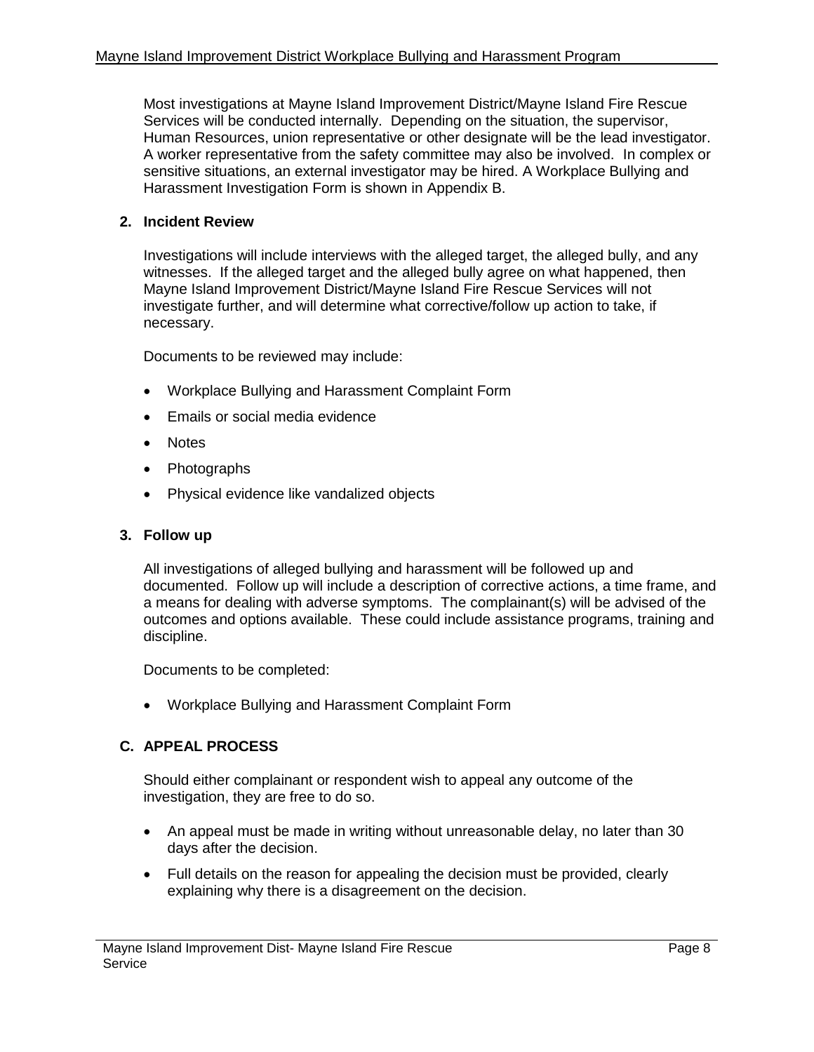Most investigations at Mayne Island Improvement District/Mayne Island Fire Rescue Services will be conducted internally. Depending on the situation, the supervisor, Human Resources, union representative or other designate will be the lead investigator. A worker representative from the safety committee may also be involved. In complex or sensitive situations, an external investigator may be hired. A Workplace Bullying and Harassment Investigation Form is shown in Appendix B.

**2. Incident Review**

Investigations will include interviews with the alleged target, the alleged bully, and any witnesses. If the alleged target and the alleged bully agree on what happened, then Mayne Island Improvement District/Mayne Island Fire Rescue Services will not investigate further, and will determine what corrective/follow up action to take, if necessary.

Documents to be reviewed may include:

- Workplace Bullying and Harassment Complaint Form
- Emails or social media evidence
- Notes
- Photographs
- Physical evidence like vandalized objects

**3. Follow up**

All investigations of alleged bullying and harassment will be followed up and documented. Follow up will include a description of corrective actions, a time frame, and a means for dealing with adverse symptoms. The complainant(s) will be advised of the outcomes and options available. These could include assistance programs, training and discipline.

Documents to be completed:

- Workplace Bullying and Harassment Complaint Form

## C. APPEAL PROCESS

Should either complainant or respondent wish to appeal any outcome of the investigation, they are free to do so.

- An appeal must be made in writing without unreasonable delay, no later than 30 days after the decision.
- Full details on the reason for appealing the decision must be provided, clearly explaining why there is a disagreement on the decision.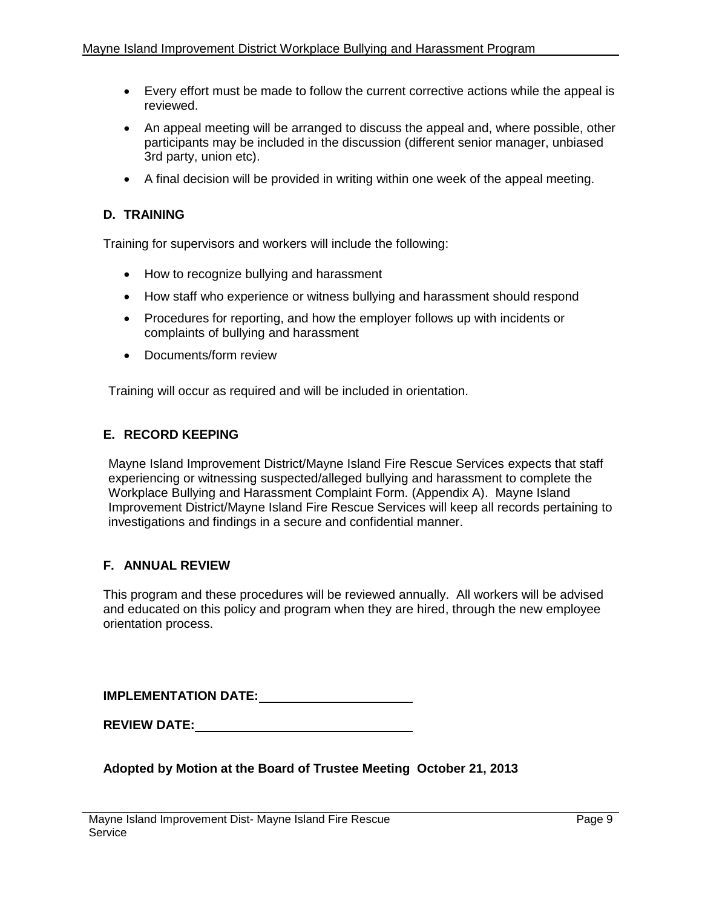- Every effort must be made to follow the current corrective actions while the appeal is reviewed.
- An appeal meeting will be arranged to discuss the appeal and, where possible, other participants may be included in the discussion (different senior manager, unbiased 3rd party, union etc).
- A final decision will be provided in writing within one week of the appeal meeting.

## D. TRAINING

Training for supervisors and workers will include the following:

- How to recognize bullying and harassment
- How staff who experience or witness bullying and harassment should respond
- Procedures for reporting, and how the employer follows up with incidents or complaints of bullying and harassment
- Documents/form review

Training will occur as required and will be included in orientation.

## E. RECORD KEEPING

Mayne Island Improvement District/Mayne Island Fire Rescue Services expects that staff experiencing or witnessing suspected/alleged bullying and harassment to complete the Workplace Bullying and Harassment Complaint Form. (Appendix A). Mayne Island Improvement District/Mayne Island Fire Rescue Services will keep all records pertaining to investigations and findings in a secure and confidential manner.

## F. ANNUAL REVIEW

This program and these procedures will be reviewed annually. All workers will be advised and educated on this policy and program when they are hired, through the new employee orientation process.

**IMPLEMENTATION DATE:** ____________________

**REVIEW DATE:** ____________________________

**Adopted by Motion at the Board of Trustee Meeting October 21, 2013**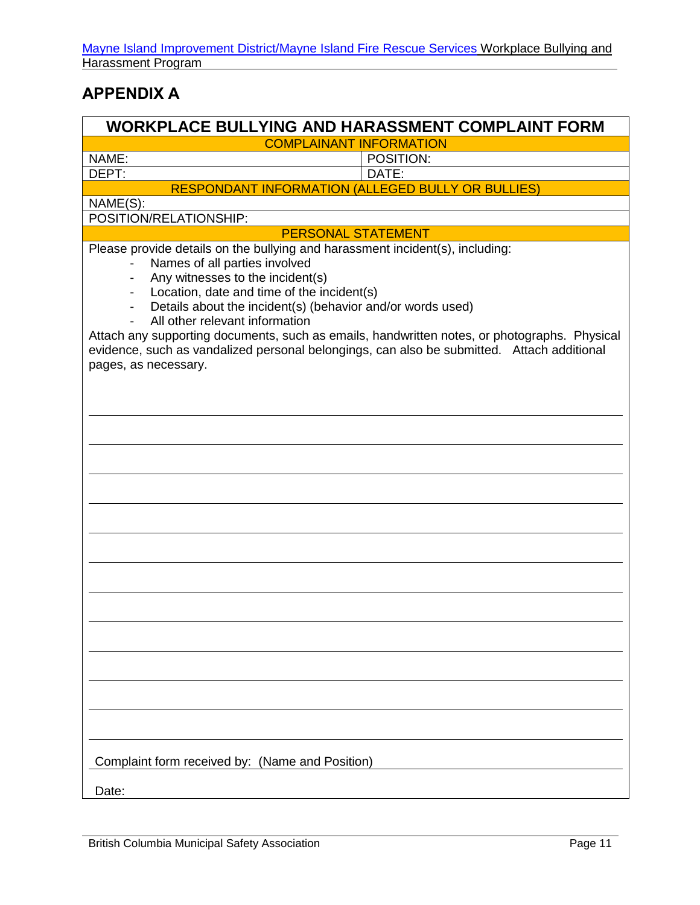# APPENDIX A

## WORKPLACE BULLYING AND HARASSMENT COMPLAINT FORM

| COMPLAINANT INFORMATION | |
|---|---|
| NAME: | POSITION: |
| DEPT: | DATE: |

| RESPONDANT INFORMATION (ALLEGED BULLY OR BULLIES) |
|---|
| NAME(S): |
| POSITION/RELATIONSHIP: |

**PERSONAL STATEMENT**

Please provide details on the bullying and harassment incident(s), including:

- Names of all parties involved
- Any witnesses to the incident(s)
- Location, date and time of the incident(s)
- Details about the incident(s) (behavior and/or words used)
- All other relevant information

Attach any supporting documents, such as emails, handwritten notes, or photographs. Physical evidence, such as vandalized personal belongings, can also be submitted. Attach additional pages, as necessary.

______________________________________________________________________

______________________________________________________________________

______________________________________________________________________

______________________________________________________________________

______________________________________________________________________

______________________________________________________________________

______________________________________________________________________

______________________________________________________________________

______________________________________________________________________

______________________________________________________________________

______________________________________________________________________

______________________________________________________________________

Complaint form received by: (Name and Position) ______________________________

Date: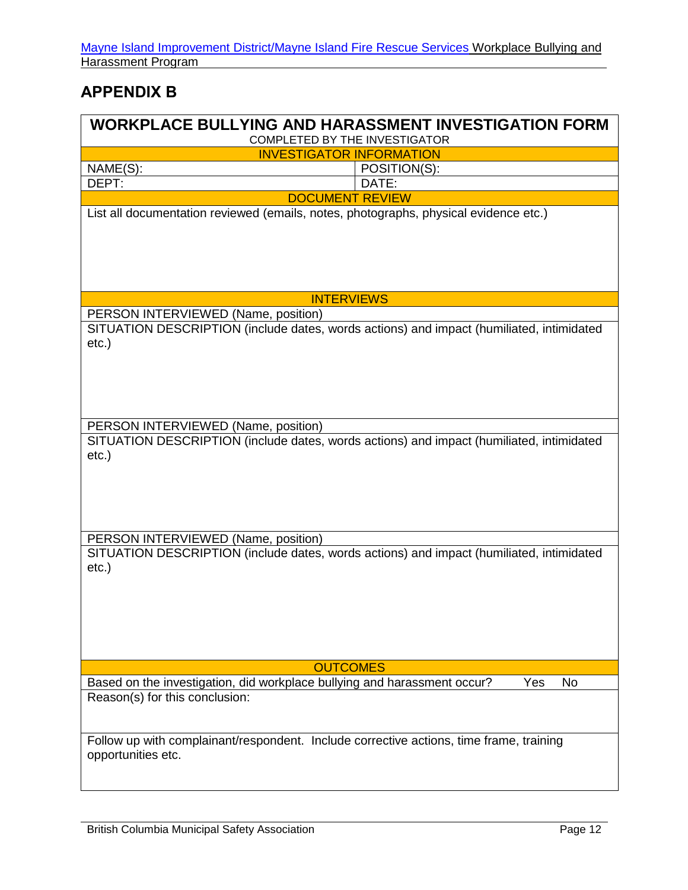## APPENDIX B

| WORKPLACE BULLYING AND HARASSMENT INVESTIGATION FORM<br>COMPLETED BY THE INVESTIGATOR | |
|---|---|
| INVESTIGATOR INFORMATION | |
| NAME(S): | POSITION(S): |
| DEPT: | DATE: |
| DOCUMENT REVIEW | |
| List all documentation reviewed (emails, notes, photographs, physical evidence etc.) | |
| INTERVIEWS | |
| PERSON INTERVIEWED (Name, position) | |
| SITUATION DESCRIPTION (include dates, words actions) and impact (humiliated, intimidated etc.) | |
| PERSON INTERVIEWED (Name, position) | |
| SITUATION DESCRIPTION (include dates, words actions) and impact (humiliated, intimidated etc.) | |
| PERSON INTERVIEWED (Name, position) | |
| SITUATION DESCRIPTION (include dates, words actions) and impact (humiliated, intimidated etc.) | |
| OUTCOMES | |
| Based on the investigation, did workplace bullying and harassment occur? Yes No | |
| Reason(s) for this conclusion: | |
| Follow up with complainant/respondent. Include corrective actions, time frame, training opportunities etc. | |